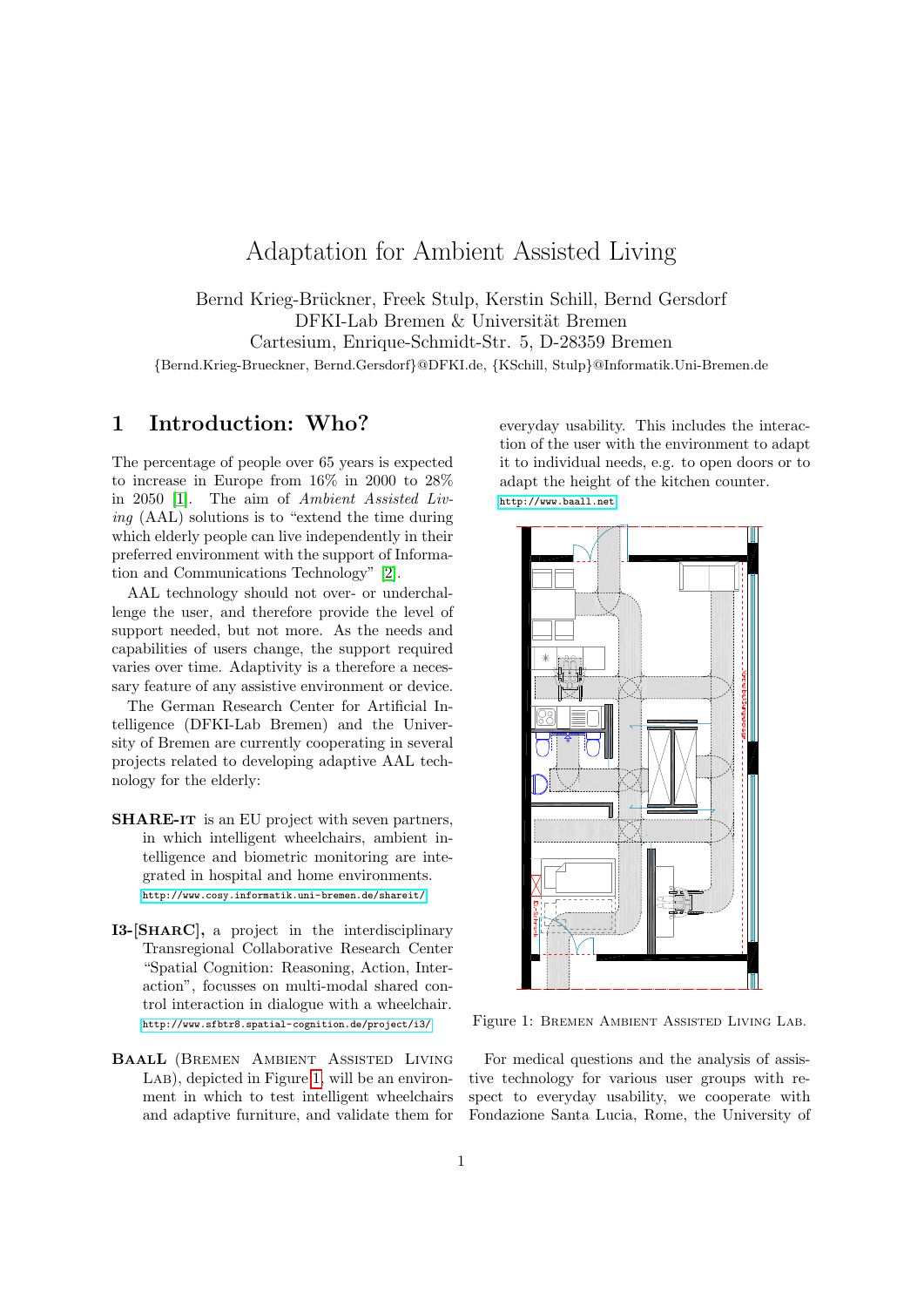# Adaptation for Ambient Assisted Living

Bernd Krieg-Brückner, Freek Stulp, Kerstin Schill, Bernd Gersdorf
DFKI-Lab Bremen & Universität Bremen
Cartesium, Enrique-Schmidt-Str. 5, D-28359 Bremen
{Bernd.Krieg-Brueckner, Bernd.Gersdorf}@DFKI.de, {KSchill, Stulp}@Informatik.Uni-Bremen.de

## 1 Introduction: Who?

The percentage of people over 65 years is expected to increase in Europe from 16% in 2000 to 28% in 2050 [1]. The aim of *Ambient Assisted Living* (AAL) solutions is to "extend the time during which elderly people can live independently in their preferred environment with the support of Information and Communications Technology" [2].

AAL technology should not over- or underchallenge the user, and therefore provide the level of support needed, but not more. As the needs and capabilities of users change, the support required varies over time. Adaptivity is a therefore a necessary feature of any assistive environment or device.

The German Research Center for Artificial Intelligence (DFKI-Lab Bremen) and the University of Bremen are currently cooperating in several projects related to developing adaptive AAL technology for the elderly:

**SHARE-IT** is an EU project with seven partners, in which intelligent wheelchairs, ambient intelligence and biometric monitoring are integrated in hospital and home environments.
`http://www.cosy.informatik.uni-bremen.de/shareit/`

**I3-[SHARC],** a project in the interdisciplinary Transregional Collaborative Research Center "Spatial Cognition: Reasoning, Action, Interaction", focusses on multi-modal shared control interaction in dialogue with a wheelchair.
`http://www.sfbtr8.spatial-cognition.de/project/i3/`

**BAALL** (Bremen Ambient Assisted Living Lab), depicted in Figure 1, will be an environment in which to test intelligent wheelchairs and adaptive furniture, and validate them for everyday usability. This includes the interaction of the user with the environment to adapt it to individual needs, e.g. to open doors or to adapt the height of the kitchen counter.
`http://www.baall.net`

Figure 1: Bremen Ambient Assisted Living Lab.

For medical questions and the analysis of assistive technology for various user groups with respect to everyday usability, we cooperate with Fondazione Santa Lucia, Rome, the University of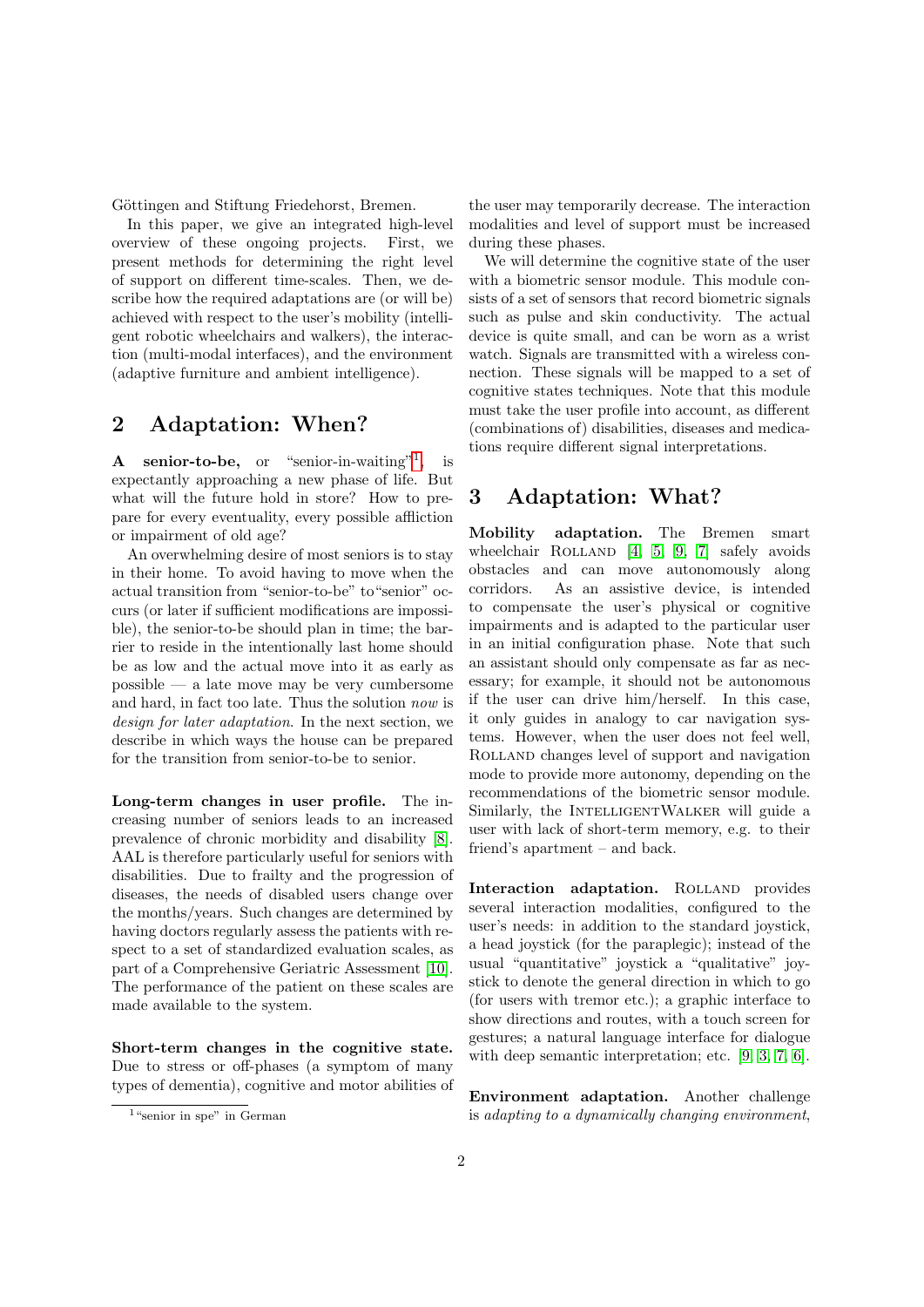Göttingen and Stiftung Friedehorst, Bremen.

In this paper, we give an integrated high-level overview of these ongoing projects. First, we present methods for determining the right level of support on different time-scales. Then, we describe how the required adaptations are (or will be) achieved with respect to the user's mobility (intelligent robotic wheelchairs and walkers), the interaction (multi-modal interfaces), and the environment (adaptive furniture and ambient intelligence).

## 2 Adaptation: When?

**A senior-to-be,** or "senior-in-waiting"[1], is expectantly approaching a new phase of life. But what will the future hold in store? How to prepare for every eventuality, every possible affliction or impairment of old age?

An overwhelming desire of most seniors is to stay in their home. To avoid having to move when the actual transition from "senior-to-be" to "senior" occurs (or later if sufficient modifications are impossible), the senior-to-be should plan in time; the barrier to reside in the intentionally last home should be as low and the actual move into it as early as possible — a late move may be very cumbersome and hard, in fact too late. Thus the solution *now* is *design for later adaptation*. In the next section, we describe in which ways the house can be prepared for the transition from senior-to-be to senior.

**Long-term changes in user profile.** The increasing number of seniors leads to an increased prevalence of chronic morbidity and disability [8]. AAL is therefore particularly useful for seniors with disabilities. Due to frailty and the progression of diseases, the needs of disabled users change over the months/years. Such changes are determined by having doctors regularly assess the patients with respect to a set of standardized evaluation scales, as part of a Comprehensive Geriatric Assessment [10]. The performance of the patient on these scales are made available to the system.

**Short-term changes in the cognitive state.** Due to stress or off-phases (a symptom of many types of dementia), cognitive and motor abilities of the user may temporarily decrease. The interaction modalities and level of support must be increased during these phases.

We will determine the cognitive state of the user with a biometric sensor module. This module consists of a set of sensors that record biometric signals such as pulse and skin conductivity. The actual device is quite small, and can be worn as a wrist watch. Signals are transmitted with a wireless connection. These signals will be mapped to a set of cognitive states techniques. Note that this module must take the user profile into account, as different (combinations of) disabilities, diseases and medications require different signal interpretations.

## 3 Adaptation: What?

**Mobility adaptation.** The Bremen smart wheelchair Rolland [4, 5, 9, 7] safely avoids obstacles and can move autonomously along corridors. As an assistive device, is intended to compensate the user's physical or cognitive impairments and is adapted to the particular user in an initial configuration phase. Note that such an assistant should only compensate as far as necessary; for example, it should not be autonomous if the user can drive him/herself. In this case, it only guides in analogy to car navigation systems. However, when the user does not feel well, Rolland changes level of support and navigation mode to provide more autonomy, depending on the recommendations of the biometric sensor module. Similarly, the IntelligentWalker will guide a user with lack of short-term memory, e.g. to their friend's apartment – and back.

**Interaction adaptation.** Rolland provides several interaction modalities, configured to the user's needs: in addition to the standard joystick, a head joystick (for the paraplegic); instead of the usual "quantitative" joystick a "qualitative" joystick to denote the general direction in which to go (for users with tremor etc.); a graphic interface to show directions and routes, with a touch screen for gestures; a natural language interface for dialogue with deep semantic interpretation; etc. [9, 3, 7, 6].

**Environment adaptation.** Another challenge is *adapting to a dynamically changing environment*,

[1] "senior in spe" in German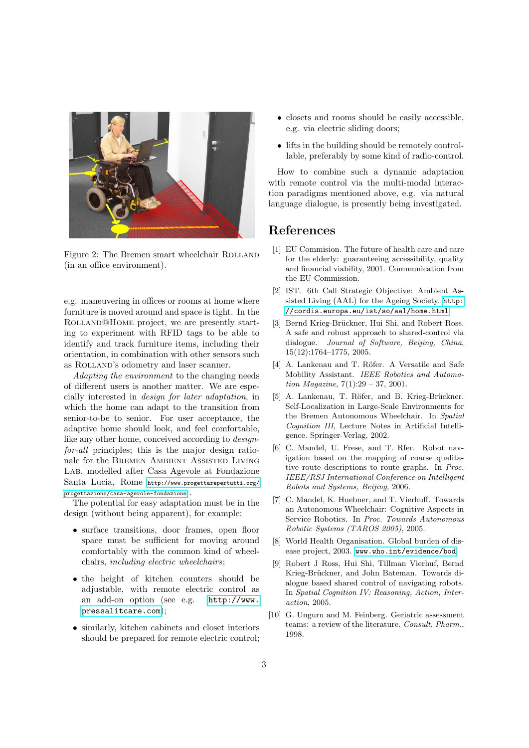Figure 2: The Bremen smart wheelchair ROLLAND (in an office environment).

e.g. maneuvering in offices or rooms at home where furniture is moved around and space is tight. In the ROLLAND@HOME project, we are presently starting to experiment with RFID tags to be able to identify and track furniture items, including their orientation, in combination with other sensors such as ROLLAND's odometry and laser scanner.

*Adapting the environment* to the changing needs of different users is another matter. We are especially interested in *design for later adaptation*, in which the home can adapt to the transition from senior-to-be to senior. For user acceptance, the adaptive home should look, and feel comfortable, like any other home, conceived according to *design-for-all* principles; this is the major design rationale for the BREMEN AMBIENT ASSISTED LIVING LAB, modelled after Casa Agevole at Fondazione Santa Lucia, Rome http://www.progettarepertutti.org/progettazione/casa-agevole-fondazione.

The potential for easy adaptation must be in the design (without being apparent), for example:

- surface transitions, door frames, open floor space must be sufficient for moving around comfortably with the common kind of wheelchairs, *including electric wheelchairs*;
- the height of kitchen counters should be adjustable, with remote electric control as an add-on option (see e.g. http://www.pressalitcare.com);
- similarly, kitchen cabinets and closet interiors should be prepared for remote electric control;
- closets and rooms should be easily accessible, e.g. via electric sliding doors;
- lifts in the building should be remotely controllable, preferably by some kind of radio-control.

How to combine such a dynamic adaptation with remote control via the multi-modal interaction paradigms mentioned above, e.g. via natural language dialogue, is presently being investigated.

## References

[1] EU Commision. The future of health care and care for the elderly: guaranteeing accessibility, quality and financial viability, 2001. Communication from the EU Commission.

[2] IST. 6th Call Strategic Objective: Ambient Assisted Living (AAL) for the Ageing Society. http://cordis.europa.eu/ist/so/aal/home.html.

[3] Bernd Krieg-Brückner, Hui Shi, and Robert Ross. A safe and robust approach to shared-control via dialogue. *Journal of Software, Beijing, China*, 15(12):1764–1775, 2005.

[4] A. Lankenau and T. Röfer. A Versatile and Safe Mobility Assistant. *IEEE Robotics and Automation Magazine*, 7(1):29 – 37, 2001.

[5] A. Lankenau, T. Röfer, and B. Krieg-Brückner. Self-Localization in Large-Scale Environments for the Bremen Autonomous Wheelchair. In *Spatial Cognition III*, Lecture Notes in Artificial Intelligence. Springer-Verlag, 2002.

[6] C. Mandel, U. Frese, and T. Rfer. Robot navigation based on the mapping of coarse qualitative route descriptions to route graphs. In *Proc. IEEE/RSJ International Conference on Intelligent Robots and Systems, Beijing*, 2006.

[7] C. Mandel, K. Huebner, and T. Vierhuff. Towards an Autonomous Wheelchair: Cognitive Aspects in Service Robotics. In *Proc. Towards Autonomous Robotic Systems (TAROS 2005)*, 2005.

[8] World Health Organisation. Global burden of disease project, 2003. www.who.int/evidence/bod.

[9] Robert J Ross, Hui Shi, Tillman Vierhuf, Bernd Krieg-Brückner, and John Bateman. Towards dialogue based shared control of navigating robots. In *Spatial Cognition IV: Reasoning, Action, Interaction*, 2005.

[10] G. Unguru and M. Feinberg. Geriatric assessment teams: a review of the literature. *Consult. Pharm.*, 1998.